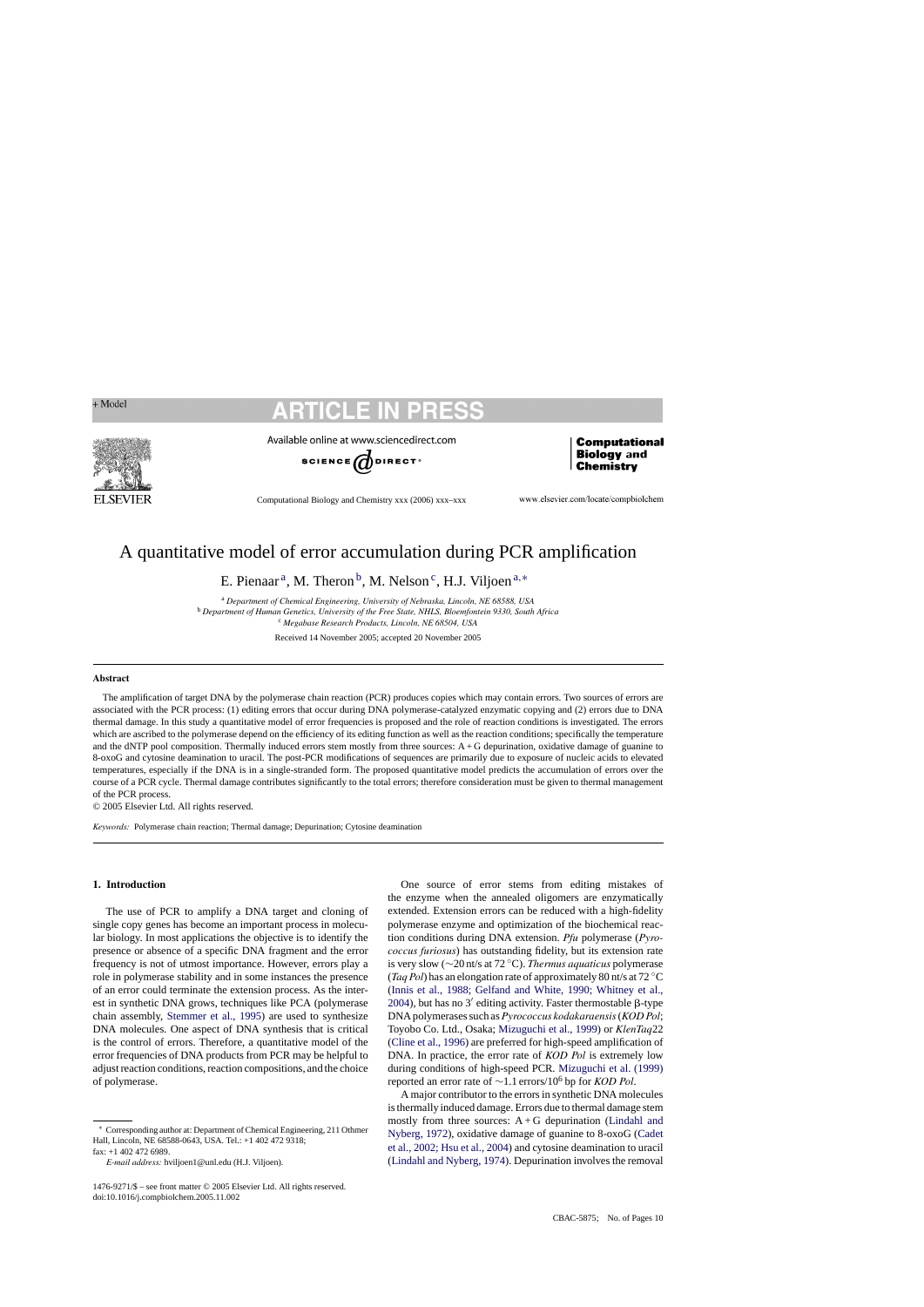# A quantitative model of error accumulation during PCR amplification

E. Pienaar[a], M. Theron[b], M. Nelson[c], H.J. Viljoen[a,*]

[a] *Department of Chemical Engineering, University of Nebraska, Lincoln, NE 68588, USA*
[b] *Department of Human Genetics, University of the Free State, NHLS, Bloemfontein 9330, South Africa*
[c] *Megabase Research Products, Lincoln, NE 68504, USA*

Received 14 November 2005; accepted 20 November 2005

## Abstract

The amplification of target DNA by the polymerase chain reaction (PCR) produces copies which may contain errors. Two sources of errors are associated with the PCR process: (1) editing errors that occur during DNA polymerase-catalyzed enzymatic copying and (2) errors due to DNA thermal damage. In this study a quantitative model of error frequencies is proposed and the role of reaction conditions is investigated. The errors which are ascribed to the polymerase depend on the efficiency of its editing function as well as the reaction conditions; specifically the temperature and the dNTP pool composition. Thermally induced errors stem mostly from three sources: A + G depurination, oxidative damage of guanine to 8-oxoG and cytosine deamination to uracil. The post-PCR modifications of sequences are primarily due to exposure of nucleic acids to elevated temperatures, especially if the DNA is in a single-stranded form. The proposed quantitative model predicts the accumulation of errors over the course of a PCR cycle. Thermal damage contributes significantly to the total errors; therefore consideration must be given to thermal management of the PCR process.

© 2005 Elsevier Ltd. All rights reserved.

*Keywords:* Polymerase chain reaction; Thermal damage; Depurination; Cytosine deamination

## 1. Introduction

The use of PCR to amplify a DNA target and cloning of single copy genes has become an important process in molecular biology. In most applications the objective is to identify the presence or absence of a specific DNA fragment and the error frequency is not of utmost importance. However, errors play a role in polymerase stability and in some instances the presence of an error could terminate the extension process. As the interest in synthetic DNA grows, techniques like PCA (polymerase chain assembly, Stemmer et al., 1995) are used to synthesize DNA molecules. One aspect of DNA synthesis that is critical is the control of errors. Therefore, a quantitative model of the error frequencies of DNA products from PCR may be helpful to adjust reaction conditions, reaction compositions, and the choice of polymerase.

One source of error stems from editing mistakes of the enzyme when the annealed oligomers are enzymatically extended. Extension errors can be reduced with a high-fidelity polymerase enzyme and optimization of the biochemical reaction conditions during DNA extension. *Pfu* polymerase (*Pyrococcus furiosus*) has outstanding fidelity, but its extension rate is very slow (∼20 nt/s at 72 °C). *Thermus aquaticus* polymerase (*Taq Pol*) has an elongation rate of approximately 80 nt/s at 72 °C (Innis et al., 1988; Gelfand and White, 1990; Whitney et al., 2004), but has no 3′ editing activity. Faster thermostable β-type DNA polymerases such as *Pyrococcus kodakaraensis* (*KOD Pol*; Toyobo Co. Ltd., Osaka; Mizuguchi et al., 1999) or *KlenTaq*22 (Cline et al., 1996) are preferred for high-speed amplification of DNA. In practice, the error rate of *KOD Pol* is extremely low during conditions of high-speed PCR. Mizuguchi et al. (1999) reported an error rate of ∼1.1 errors/$10^6$ bp for *KOD Pol*.

A major contributor to the errors in synthetic DNA molecules is thermally induced damage. Errors due to thermal damage stem mostly from three sources: A + G depurination (Lindahl and Nyberg, 1972), oxidative damage of guanine to 8-oxoG (Cadet et al., 2002; Hsu et al., 2004) and cytosine deamination to uracil (Lindahl and Nyberg, 1974). Depurination involves the removal

---

\* Corresponding author at: Department of Chemical Engineering, 211 Othmer Hall, Lincoln, NE 68588-0643, USA. Tel.: +1 402 472 9318; fax: +1 402 472 6989.

*E-mail address:* hviljoen1@unl.edu (H.J. Viljoen).

1476-9271/$ – see front matter © 2005 Elsevier Ltd. All rights reserved.
doi:10.1016/j.compbiolchem.2005.11.002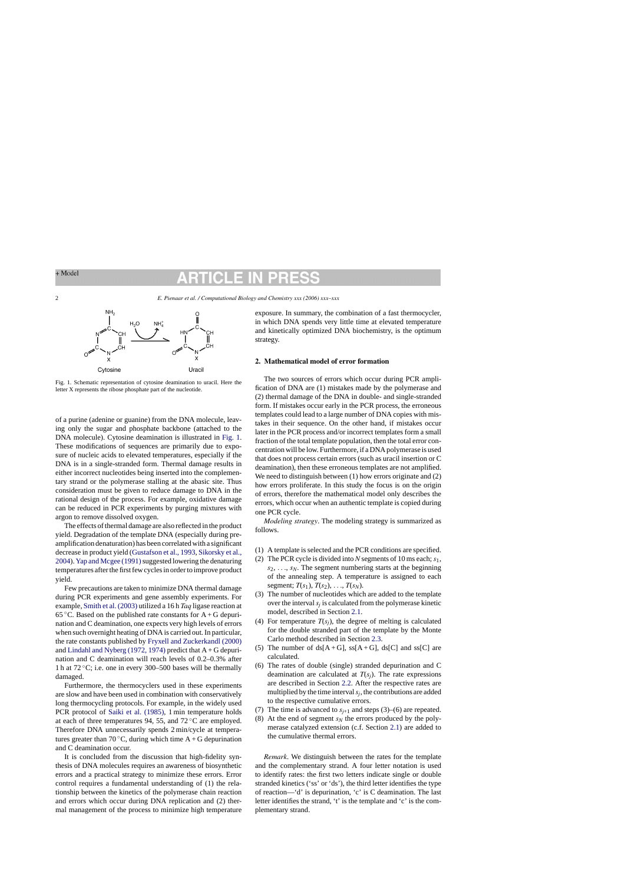Fig. 1. Schematic representation of cytosine deamination to uracil. Here the letter X represents the ribose phosphate part of the nucleotide.

of a purine (adenine or guanine) from the DNA molecule, leaving only the sugar and phosphate backbone (attached to the DNA molecule). Cytosine deamination is illustrated in Fig. 1. These modifications of sequences are primarily due to exposure of nucleic acids to elevated temperatures, especially if the DNA is in a single-stranded form. Thermal damage results in either incorrect nucleotides being inserted into the complementary strand or the polymerase stalling at the abasic site. Thus consideration must be given to reduce damage to DNA in the rational design of the process. For example, oxidative damage can be reduced in PCR experiments by purging mixtures with argon to remove dissolved oxygen.

The effects of thermal damage are also reflected in the product yield. Degradation of the template DNA (especially during pre-amplification denaturation) has been correlated with a significant decrease in product yield (Gustafson et al., 1993, Sikorsky et al., 2004). Yap and Mcgee (1991) suggested lowering the denaturing temperatures after the first few cycles in order to improve product yield.

Few precautions are taken to minimize DNA thermal damage during PCR experiments and gene assembly experiments. For example, Smith et al. (2003) utilized a 16 h *Taq* ligase reaction at 65 °C. Based on the published rate constants for A + G depurination and C deamination, one expects very high levels of errors when such overnight heating of DNA is carried out. In particular, the rate constants published by Fryxell and Zuckerkandl (2000) and Lindahl and Nyberg (1972, 1974) predict that A + G depurination and C deamination will reach levels of 0.2–0.3% after 1 h at 72 °C; i.e. one in every 300–500 bases will be thermally damaged.

Furthermore, the thermocyclers used in these experiments are slow and have been used in combination with conservatively long thermocycling protocols. For example, in the widely used PCR protocol of Saiki et al. (1985), 1 min temperature holds at each of three temperatures 94, 55, and 72 °C are employed. Therefore DNA unnecessarily spends 2 min/cycle at temperatures greater than 70 °C, during which time A + G depurination and C deamination occur.

It is concluded from the discussion that high-fidelity synthesis of DNA molecules requires an awareness of biosynthetic errors and a practical strategy to minimize these errors. Error control requires a fundamental understanding of (1) the relationship between the kinetics of the polymerase chain reaction and errors which occur during DNA replication and (2) thermal management of the process to minimize high temperature exposure. In summary, the combination of a fast thermocycler, in which DNA spends very little time at elevated temperature and kinetically optimized DNA biochemistry, is the optimum strategy.

## 2. Mathematical model of error formation

The two sources of errors which occur during PCR amplification of DNA are (1) mistakes made by the polymerase and (2) thermal damage of the DNA in double- and single-stranded form. If mistakes occur early in the PCR process, the erroneous templates could lead to a large number of DNA copies with mistakes in their sequence. On the other hand, if mistakes occur later in the PCR process and/or incorrect templates form a small fraction of the total template population, then the total error concentration will be low. Furthermore, if a DNA polymerase is used that does not process certain errors (such as uracil insertion or C deamination), then these erroneous templates are not amplified. We need to distinguish between (1) how errors originate and (2) how errors proliferate. In this study the focus is on the origin of errors, therefore the mathematical model only describes the errors, which occur when an authentic template is copied during one PCR cycle.

*Modeling strategy*. The modeling strategy is summarized as follows.

1. A template is selected and the PCR conditions are specified.
2. The PCR cycle is divided into $N$ segments of 10 ms each; $s_1$, $s_2$, ..., $s_N$. The segment numbering starts at the beginning of the annealing step. A temperature is assigned to each segment; $T(s_1)$, $T(s_2)$, ..., $T(s_N)$.
3. The number of nucleotides which are added to the template over the interval $s_j$ is calculated from the polymerase kinetic model, described in Section 2.1.
4. For temperature $T(s_j)$, the degree of melting is calculated for the double stranded part of the template by the Monte Carlo method described in Section 2.3.
5. The number of ds[A + G], ss[A + G], ds[C] and ss[C] are calculated.
6. The rates of double (single) stranded depurination and C deamination are calculated at $T(s_j)$. The rate expressions are described in Section 2.2. After the respective rates are multiplied by the time interval $s_j$, the contributions are added to the respective cumulative errors.
7. The time is advanced to $s_{j+1}$ and steps (3)–(6) are repeated.
8. At the end of segment $s_N$ the errors produced by the polymerase catalyzed extension (c.f. Section 2.1) are added to the cumulative thermal errors.

*Remark*. We distinguish between the rates for the template and the complementary strand. A four letter notation is used to identify rates: the first two letters indicate single or double stranded kinetics ('ss' or 'ds'), the third letter identifies the type of reaction—'d' is depurination, 'c' is C deamination. The last letter identifies the strand, 't' is the template and 'c' is the complementary strand.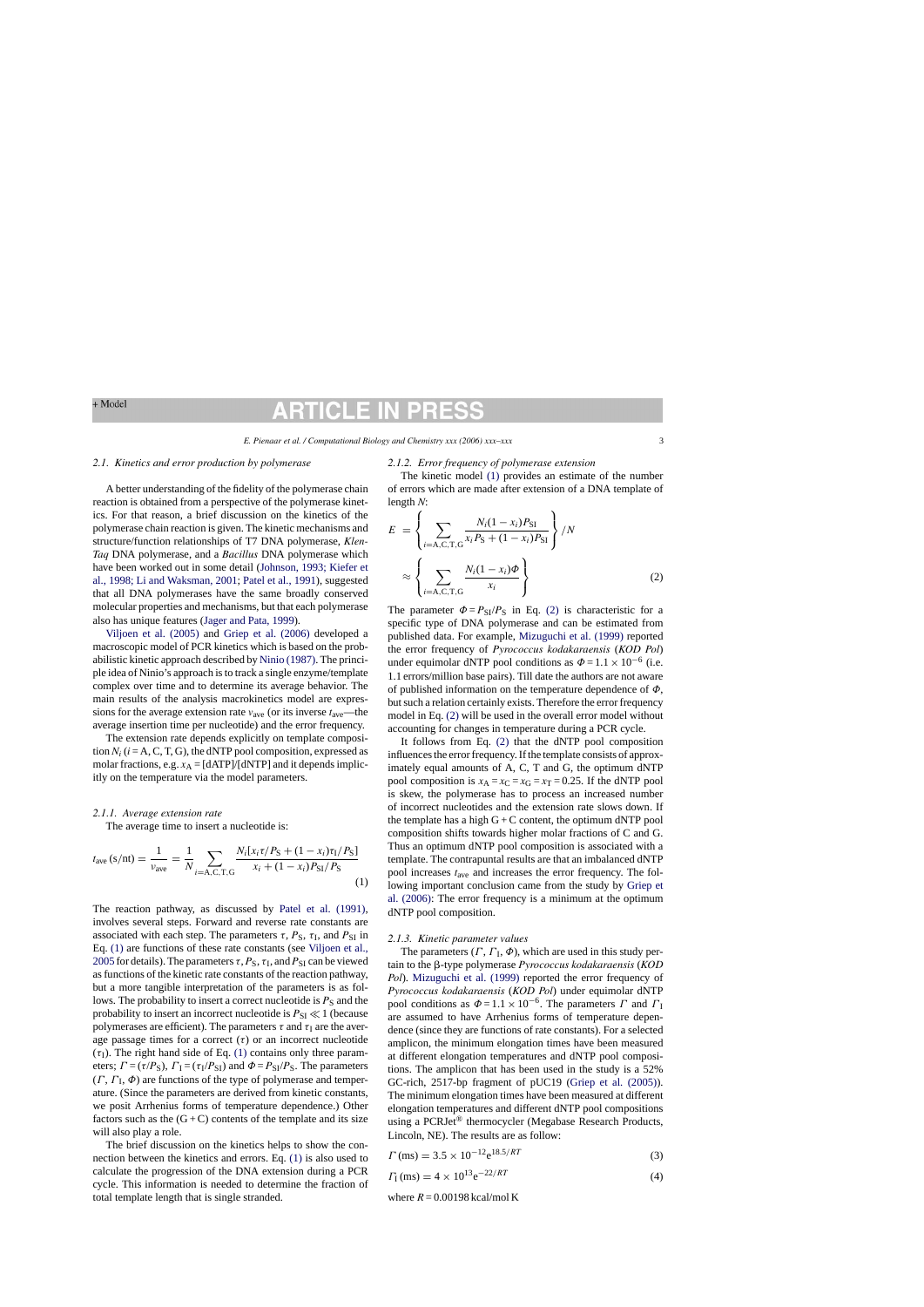### 2.1. Kinetics and error production by polymerase

A better understanding of the fidelity of the polymerase chain reaction is obtained from a perspective of the polymerase kinetics. For that reason, a brief discussion on the kinetics of the polymerase chain reaction is given. The kinetic mechanisms and structure/function relationships of T7 DNA polymerase, *Klen-Taq* DNA polymerase, and a *Bacillus* DNA polymerase which have been worked out in some detail (Johnson, 1993; Kiefer et al., 1998; Li and Waksman, 2001; Patel et al., 1991), suggested that all DNA polymerases have the same broadly conserved molecular properties and mechanisms, but that each polymerase also has unique features (Jager and Pata, 1999).

Viljoen et al. (2005) and Griep et al. (2006) developed a macroscopic model of PCR kinetics which is based on the probabilistic kinetic approach described by Ninio (1987). The principle idea of Ninio's approach is to track a single enzyme/template complex over time and to determine its average behavior. The main results of the analysis macrokinetics model are expressions for the average extension rate $v_{ave}$ (or its inverse $t_{ave}$—the average insertion time per nucleotide) and the error frequency.

The extension rate depends explicitly on template composition $N_i$ ($i$ = A, C, T, G), the dNTP pool composition, expressed as molar fractions, e.g. $x_A$ = [dATP]/[dNTP] and it depends implicitly on the temperature via the model parameters.

#### 2.1.1. Average extension rate

The average time to insert a nucleotide is:

$$t_{ave}\,(\text{s/nt}) = \frac{1}{v_{ave}} = \frac{1}{N}\sum_{i=\text{A,C,T,G}} \frac{N_i[x_i\tau/P_S + (1-x_i)\tau_I/P_S]}{x_i + (1-x_i)P_{SI}/P_S} \tag{1}$$

The reaction pathway, as discussed by Patel et al. (1991), involves several steps. Forward and reverse rate constants are associated with each step. The parameters $\tau$, $P_S$, $\tau_I$, and $P_{SI}$ in Eq. (1) are functions of these rate constants (see Viljoen et al., 2005 for details). The parameters $\tau$, $P_S$, $\tau_I$, and $P_{SI}$ can be viewed as functions of the kinetic rate constants of the reaction pathway, but a more tangible interpretation of the parameters is as follows. The probability to insert a correct nucleotide is $P_S$ and the probability to insert an incorrect nucleotide is $P_{SI} \ll 1$ (because polymerases are efficient). The parameters $\tau$ and $\tau_I$ are the average passage times for a correct ($\tau$) or an incorrect nucleotide ($\tau_I$). The right hand side of Eq. (1) contains only three parameters; $\Gamma = (\tau/P_S)$, $\Gamma_I = (\tau_I/P_{SI})$ and $\Phi = P_{SI}/P_S$. The parameters ($\Gamma$, $\Gamma_I$, $\Phi$) are functions of the type of polymerase and temperature. (Since the parameters are derived from kinetic constants, we posit Arrhenius forms of temperature dependence.) Other factors such as the (G + C) contents of the template and its size will also play a role.

The brief discussion on the kinetics helps to show the connection between the kinetics and errors. Eq. (1) is also used to calculate the progression of the DNA extension during a PCR cycle. This information is needed to determine the fraction of total template length that is single stranded.

#### 2.1.2. Error frequency of polymerase extension

The kinetic model (1) provides an estimate of the number of errors which are made after extension of a DNA template of length $N$:

$$E = \left\{\sum_{i=\text{A,C,T,G}} \frac{N_i(1-x_i)P_{SI}}{x_iP_S + (1-x_i)P_{SI}}\right\}/N \approx \left\{\sum_{i=\text{A,C,T,G}} \frac{N_i(1-x_i)\Phi}{x_i}\right\} \tag{2}$$

The parameter $\Phi = P_{SI}/P_S$ in Eq. (2) is characteristic for a specific type of DNA polymerase and can be estimated from published data. For example, Mizuguchi et al. (1999) reported the error frequency of *Pyrococcus kodakaraensis* (*KOD Pol*) under equimolar dNTP pool conditions as $\Phi = 1.1 \times 10^{-6}$ (i.e. 1.1 errors/million base pairs). Till date the authors are not aware of published information on the temperature dependence of $\Phi$, but such a relation certainly exists. Therefore the error frequency model in Eq. (2) will be used in the overall error model without accounting for changes in temperature during a PCR cycle.

It follows from Eq. (2) that the dNTP pool composition influences the error frequency. If the template consists of approximately equal amounts of A, C, T and G, the optimum dNTP pool composition is $x_A = x_C = x_G = x_T = 0.25$. If the dNTP pool is skew, the polymerase has to process an increased number of incorrect nucleotides and the extension rate slows down. If the template has a high G + C content, the optimum dNTP pool composition shifts towards higher molar fractions of C and G. Thus an optimum dNTP pool composition is associated with a template. The contrapuntal results are that an imbalanced dNTP pool increases $t_{ave}$ and increases the error frequency. The following important conclusion came from the study by Griep et al. (2006): The error frequency is a minimum at the optimum dNTP pool composition.

#### 2.1.3. Kinetic parameter values

The parameters ($\Gamma$, $\Gamma_I$, $\Phi$), which are used in this study pertain to the β-type polymerase *Pyrococcus kodakaraensis* (*KOD Pol*). Mizuguchi et al. (1999) reported the error frequency of *Pyrococcus kodakaraensis* (*KOD Pol*) under equimolar dNTP pool conditions as $\Phi = 1.1 \times 10^{-6}$. The parameters $\Gamma$ and $\Gamma_I$ are assumed to have Arrhenius forms of temperature dependence (since they are functions of rate constants). For a selected amplicon, the minimum elongation times have been measured at different elongation temperatures and dNTP pool compositions. The amplicon that has been used in the study is a 52% GC-rich, 2517-bp fragment of pUC19 (Griep et al. (2005)). The minimum elongation times have been measured at different elongation temperatures and different dNTP pool compositions using a PCRJet® thermocycler (Megabase Research Products, Lincoln, NE). The results are as follow:

$$\Gamma\,(\text{ms}) = 3.5 \times 10^{-12} e^{18.5/RT} \tag{3}$$

$$\Gamma_I\,(\text{ms}) = 4 \times 10^{13} e^{-22/RT} \tag{4}$$

where $R$ = 0.00198 kcal/mol K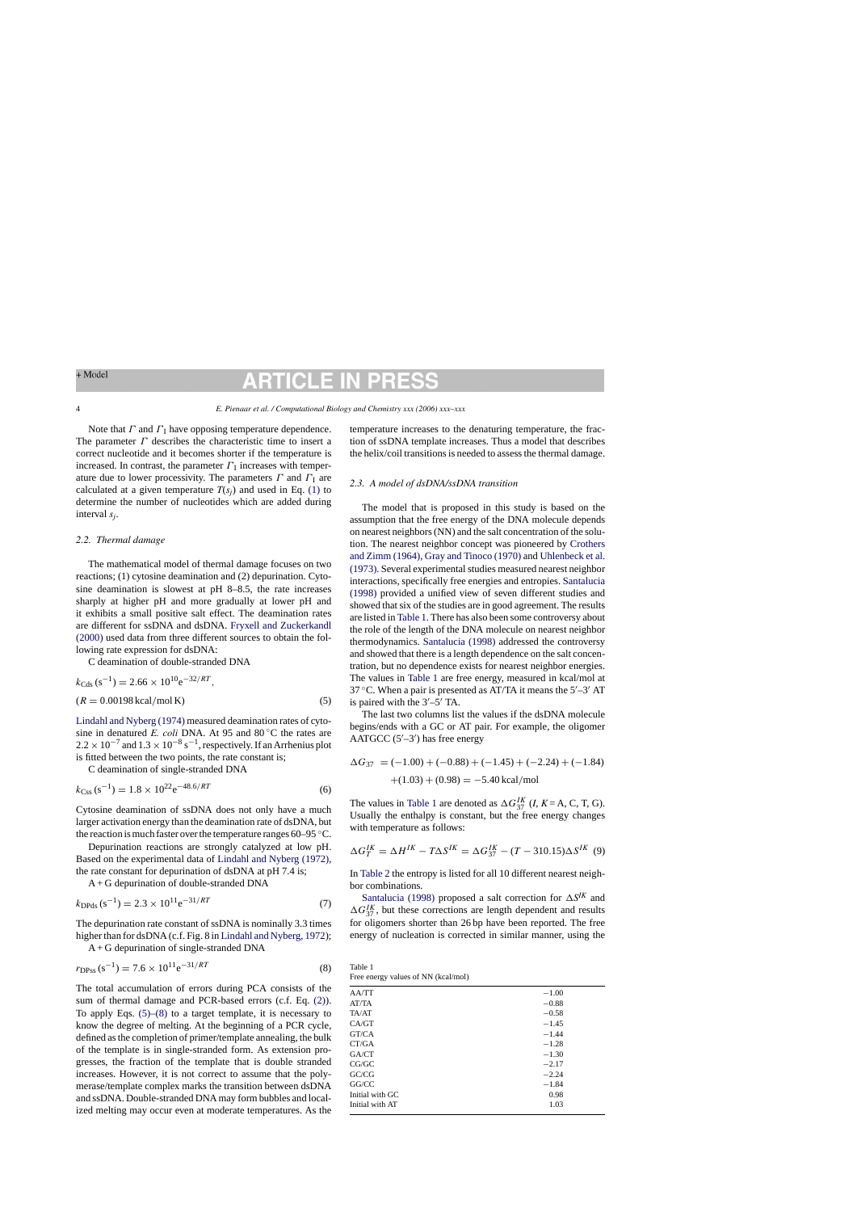Note that $\Gamma$ and $\Gamma_1$ have opposing temperature dependence. The parameter $\Gamma$ describes the characteristic time to insert a correct nucleotide and it becomes shorter if the temperature is increased. In contrast, the parameter $\Gamma_1$ increases with temperature due to lower processivity. The parameters $\Gamma$ and $\Gamma_1$ are calculated at a given temperature $T(s_j)$ and used in Eq. (1) to determine the number of nucleotides which are added during interval $s_j$.

### 2.2. Thermal damage

The mathematical model of thermal damage focuses on two reactions; (1) cytosine deamination and (2) depurination. Cytosine deamination is slowest at pH 8–8.5, the rate increases sharply at higher pH and more gradually at lower pH and it exhibits a small positive salt effect. The deamination rates are different for ssDNA and dsDNA. Fryxell and Zuckerkandl (2000) used data from three different sources to obtain the following rate expression for dsDNA:

C deamination of double-stranded DNA

$$k_{\mathrm{Cds}}\,(\mathrm{s}^{-1}) = 2.66 \times 10^{10} \mathrm{e}^{-32/RT},$$

$$(R = 0.00198\,\mathrm{kcal/mol\,K}) \tag{5}$$

Lindahl and Nyberg (1974) measured deamination rates of cytosine in denatured *E. coli* DNA. At 95 and 80 °C the rates are $2.2 \times 10^{-7}$ and $1.3 \times 10^{-8}\,\mathrm{s}^{-1}$, respectively. If an Arrhenius plot is fitted between the two points, the rate constant is;

C deamination of single-stranded DNA

$$k_{\mathrm{Css}}\,(\mathrm{s}^{-1}) = 1.8 \times 10^{22} \mathrm{e}^{-48.6/RT} \tag{6}$$

Cytosine deamination of ssDNA does not only have a much larger activation energy than the deamination rate of dsDNA, but the reaction is much faster over the temperature ranges 60–95 °C.

Depurination reactions are strongly catalyzed at low pH. Based on the experimental data of Lindahl and Nyberg (1972), the rate constant for depurination of dsDNA at pH 7.4 is;

A + G depurination of double-stranded DNA

$$k_{\mathrm{DPds}}\,(\mathrm{s}^{-1}) = 2.3 \times 10^{11} \mathrm{e}^{-31/RT} \tag{7}$$

The depurination rate constant of ssDNA is nominally 3.3 times higher than for dsDNA (c.f. Fig. 8 in Lindahl and Nyberg, 1972);

A + G depurination of single-stranded DNA

$$r_{\mathrm{DPss}}\,(\mathrm{s}^{-1}) = 7.6 \times 10^{11} \mathrm{e}^{-31/RT} \tag{8}$$

The total accumulation of errors during PCA consists of the sum of thermal damage and PCR-based errors (c.f. Eq. (2)). To apply Eqs. (5)–(8) to a target template, it is necessary to know the degree of melting. At the beginning of a PCR cycle, defined as the completion of primer/template annealing, the bulk of the template is in single-stranded form. As extension progresses, the fraction of the template that is double stranded increases. However, it is not correct to assume that the polymerase/template complex marks the transition between dsDNA and ssDNA. Double-stranded DNA may form bubbles and localized melting may occur even at moderate temperatures. As the temperature increases to the denaturing temperature, the fraction of ssDNA template increases. Thus a model that describes the helix/coil transitions is needed to assess the thermal damage.

### 2.3. A model of dsDNA/ssDNA transition

The model that is proposed in this study is based on the assumption that the free energy of the DNA molecule depends on nearest neighbors (NN) and the salt concentration of the solution. The nearest neighbor concept was pioneered by Crothers and Zimm (1964), Gray and Tinoco (1970) and Uhlenbeck et al. (1973). Several experimental studies measured nearest neighbor interactions, specifically free energies and entropies. Santalucia (1998) provided a unified view of seven different studies and showed that six of the studies are in good agreement. The results are listed in Table 1. There has also been some controversy about the role of the length of the DNA molecule on nearest neighbor thermodynamics. Santalucia (1998) addressed the controversy and showed that there is a length dependence on the salt concentration, but no dependence exists for nearest neighbor energies. The values in Table 1 are free energy, measured in kcal/mol at 37 °C. When a pair is presented as AT/TA it means the 5′–3′ AT is paired with the 3′–5′ TA.

The last two columns list the values if the dsDNA molecule begins/ends with a GC or AT pair. For example, the oligomer AATGCC (5′–3′) has free energy

$$\Delta G_{37} = (-1.00) + (-0.88) + (-1.45) + (-2.24) + (-1.84) + (1.03) + (0.98) = -5.40\,\mathrm{kcal/mol}$$

The values in Table 1 are denoted as $\Delta G_{37}^{IK}$ ($I, K$ = A, C, T, G). Usually the enthalpy is constant, but the free energy changes with temperature as follows:

$$\Delta G_T^{IK} = \Delta H^{IK} - T\Delta S^{IK} = \Delta G_{37}^{IK} - (T - 310.15)\Delta S^{IK} \tag{9}$$

In Table 2 the entropy is listed for all 10 different nearest neighbor combinations.

Santalucia (1998) proposed a salt correction for $\Delta S^{IK}$ and $\Delta G_{37}^{IK}$, but these corrections are length dependent and results for oligomers shorter than 26 bp have been reported. The free energy of nucleation is corrected in similar manner, using the

Table 1
Free energy values of NN (kcal/mol)

| | |
|---|---|
| AA/TT | −1.00 |
| AT/TA | −0.88 |
| TA/AT | −0.58 |
| CA/GT | −1.45 |
| GT/CA | −1.44 |
| CT/GA | −1.28 |
| GA/CT | −1.30 |
| CG/GC | −2.17 |
| GC/CG | −2.24 |
| GG/CC | −1.84 |
| Initial with GC | 0.98 |
| Initial with AT | 1.03 |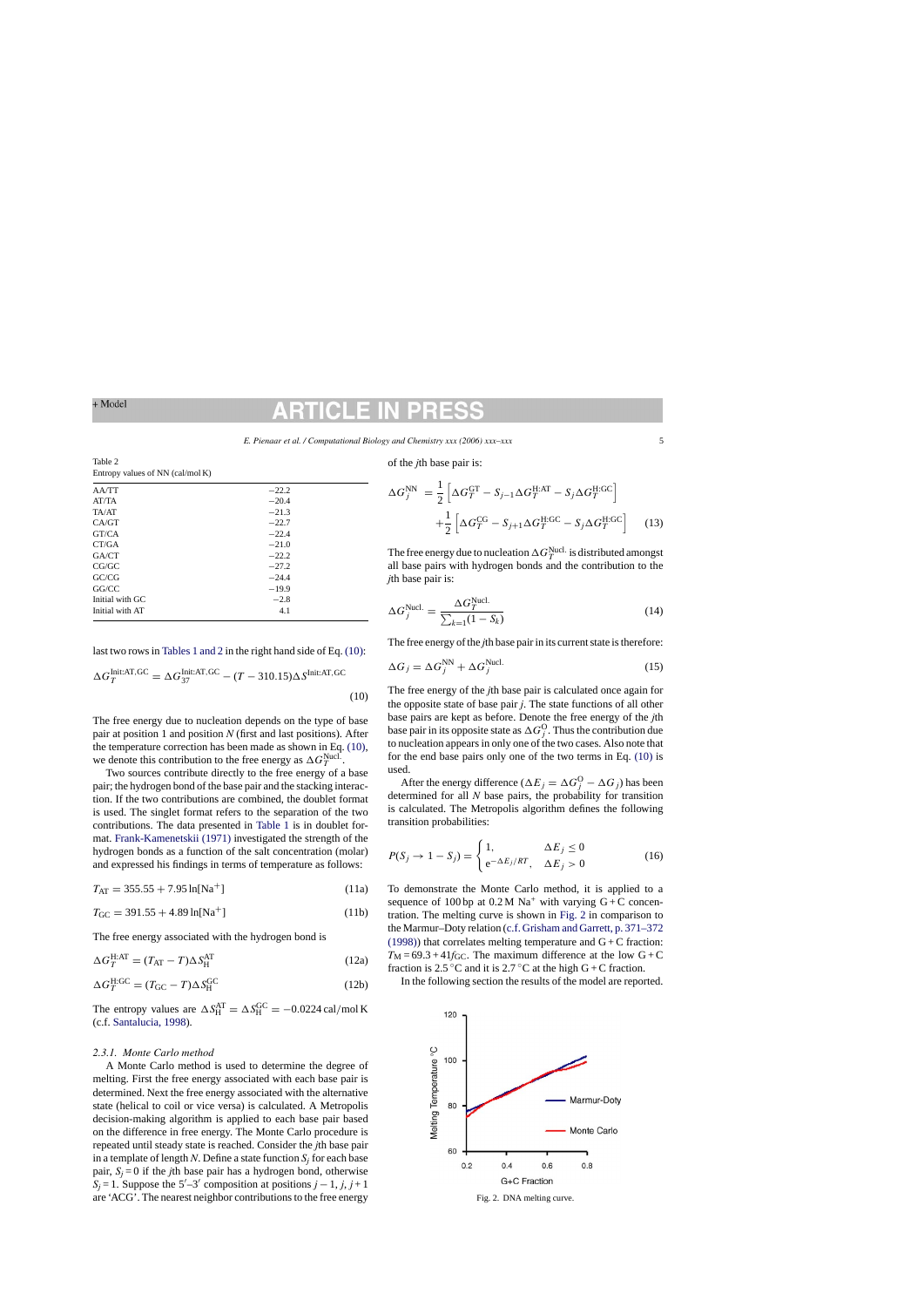Table 2
Entropy values of NN (cal/mol K)

| | |
|---|---|
| AA/TT | −22.2 |
| AT/TA | −20.4 |
| TA/AT | −21.3 |
| CA/GT | −22.7 |
| GT/CA | −22.4 |
| CT/GA | −21.0 |
| GA/CT | −22.2 |
| CG/GC | −27.2 |
| GC/CG | −24.4 |
| GG/CC | −19.9 |
| Initial with GC | −2.8 |
| Initial with AT | 4.1 |

last two rows in Tables 1 and 2 in the right hand side of Eq. (10):

$$\Delta G_T^{\mathrm{Init:AT,GC}} = \Delta G_{37}^{\mathrm{Init:AT,GC}} - (T - 310.15)\Delta S^{\mathrm{Init:AT,GC}} \tag{10}$$

The free energy due to nucleation depends on the type of base pair at position 1 and position $N$ (first and last positions). After the temperature correction has been made as shown in Eq. (10), we denote this contribution to the free energy as $\Delta G_T^{\mathrm{Nucl.}}$.

Two sources contribute directly to the free energy of a base pair; the hydrogen bond of the base pair and the stacking interaction. If the two contributions are combined, the doublet format is used. The singlet format refers to the separation of the two contributions. The data presented in Table 1 is in doublet format. Frank-Kamenetskii (1971) investigated the strength of the hydrogen bonds as a function of the salt concentration (molar) and expressed his findings in terms of temperature as follows:

$$T_{\mathrm{AT}} = 355.55 + 7.95 \ln[\mathrm{Na}^+] \tag{11a}$$

$$T_{\mathrm{GC}} = 391.55 + 4.89 \ln[\mathrm{Na}^+] \tag{11b}$$

The free energy associated with the hydrogen bond is

$$\Delta G_T^{\mathrm{H:AT}} = (T_{\mathrm{AT}} - T)\Delta S_{\mathrm{H}}^{\mathrm{AT}} \tag{12a}$$

$$\Delta G_T^{\mathrm{H:GC}} = (T_{\mathrm{GC}} - T)\Delta S_{\mathrm{H}}^{\mathrm{GC}} \tag{12b}$$

The entropy values are $\Delta S_{\mathrm{H}}^{\mathrm{AT}} = \Delta S_{\mathrm{H}}^{\mathrm{GC}} = -0.0224$ cal/mol K (c.f. Santalucia, 1998).

### 2.3.1. Monte Carlo method

A Monte Carlo method is used to determine the degree of melting. First the free energy associated with each base pair is determined. Next the free energy associated with the alternative state (helical to coil or vice versa) is calculated. A Metropolis decision-making algorithm is applied to each base pair based on the difference in free energy. The Monte Carlo procedure is repeated until steady state is reached. Consider the $j$th base pair in a template of length $N$. Define a state function $S_j$ for each base pair, $S_j = 0$ if the $j$th base pair has a hydrogen bond, otherwise $S_j = 1$. Suppose the 5′–3′ composition at positions $j-1$, $j$, $j+1$ are 'ACG'. The nearest neighbor contributions to the free energy of the $j$th base pair is:

$$\begin{aligned}\Delta G_j^{\mathrm{NN}} &= \frac{1}{2}\left[\Delta G_T^{\mathrm{GT}} - S_{j-1}\Delta G_T^{\mathrm{H:AT}} - S_j \Delta G_T^{\mathrm{H:GC}}\right] \\ &\quad + \frac{1}{2}\left[\Delta G_T^{\mathrm{CG}} - S_{j+1}\Delta G_T^{\mathrm{H:GC}} - S_j \Delta G_T^{\mathrm{H:GC}}\right]\end{aligned} \tag{13}$$

The free energy due to nucleation $\Delta G_T^{\mathrm{Nucl.}}$ is distributed amongst all base pairs with hydrogen bonds and the contribution to the $j$th base pair is:

$$\Delta G_j^{\mathrm{Nucl.}} = \frac{\Delta G_T^{\mathrm{Nucl.}}}{\sum_{k=1}(1 - S_k)} \tag{14}$$

The free energy of the $j$th base pair in its current state is therefore:

$$\Delta G_j = \Delta G_j^{\mathrm{NN}} + \Delta G_j^{\mathrm{Nucl.}} \tag{15}$$

The free energy of the $j$th base pair is calculated once again for the opposite state of base pair $j$. The state functions of all other base pairs are kept as before. Denote the free energy of the $j$th base pair in its opposite state as $\Delta G_j^{\mathrm{O}}$. Thus the contribution due to nucleation appears in only one of the two cases. Also note that for the end base pairs only one of the two terms in Eq. (10) is used.

After the energy difference ($\Delta E_j = \Delta G_j^{\mathrm{O}} - \Delta G_j$) has been determined for all $N$ base pairs, the probability for transition is calculated. The Metropolis algorithm defines the following transition probabilities:

$$P(S_j \to 1 - S_j) = \begin{cases} 1, & \Delta E_j \le 0 \\ \mathrm{e}^{-\Delta E_j/RT}, & \Delta E_j > 0 \end{cases} \tag{16}$$

To demonstrate the Monte Carlo method, it is applied to a sequence of 100 bp at 0.2 M $\mathrm{Na}^+$ with varying G + C concentration. The melting curve is shown in Fig. 2 in comparison to the Marmur–Doty relation (c.f. Grisham and Garrett, p. 371–372 (1998)) that correlates melting temperature and G + C fraction: $T_{\mathrm{M}} = 69.3 + 41 f_{\mathrm{GC}}$. The maximum difference at the low G + C fraction is 2.5 °C and it is 2.7 °C at the high G + C fraction.

In the following section the results of the model are reported.

Fig. 2. DNA melting curve.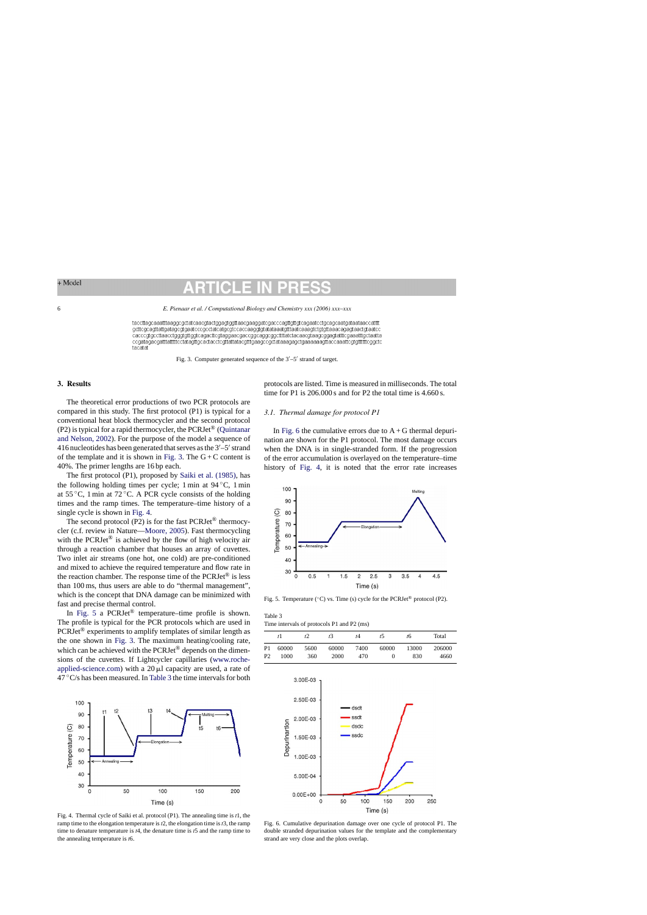taccttagcaaatttaaggcgctatcaacgtactggagtggttaacgaaggatcgacccagttgttgtcagaatcctgcagcaatgataataacccatttt gcttcgcagttattgatagcgtgaatcccgcctatcatgcgtccaccaaggtgtataataaatgtttaatcaaagtctgtgttaaacagagtaactgtaatcc cacccgtgccttaacctgggtgttggtcagacttcgtaggaacgaccggcaggcggctttatctacaacgtaagcggagtatttcgaaatttgctaatta ccgatagacgatttatttttcctatagttgcactacctcgttattatacgtttgaagccgctataaagagctgaaaaaagttaccaaattcgtgttttttcggctc tacatat

Fig. 3. Computer generated sequence of the 3′–5′ strand of target.

## 3. Results

The theoretical error productions of two PCR protocols are compared in this study. The first protocol (P1) is typical for a conventional heat block thermocycler and the second protocol (P2) is typical for a rapid thermocycler, the PCRJet® (Quintanar and Nelson, 2002). For the purpose of the model a sequence of 416 nucleotides has been generated that serves as the 3′–5′ strand of the template and it is shown in Fig. 3. The G + C content is 40%. The primer lengths are 16 bp each.

The first protocol (P1), proposed by Saiki et al. (1985), has the following holding times per cycle; 1 min at 94 °C, 1 min at 55 °C, 1 min at 72 °C. A PCR cycle consists of the holding times and the ramp times. The temperature–time history of a single cycle is shown in Fig. 4.

The second protocol (P2) is for the fast PCRJet® thermocycler (c.f. review in Nature—Moore, 2005). Fast thermocycling with the PCRJet® is achieved by the flow of high velocity air through a reaction chamber that houses an array of cuvettes. Two inlet air streams (one hot, one cold) are pre-conditioned and mixed to achieve the required temperature and flow rate in the reaction chamber. The response time of the PCRJet® is less than 100 ms, thus users are able to do "thermal management", which is the concept that DNA damage can be minimized with fast and precise thermal control.

In Fig. 5 a PCRJet® temperature–time profile is shown. The profile is typical for the PCR protocols which are used in PCRJet® experiments to amplify templates of similar length as the one shown in Fig. 3. The maximum heating/cooling rate, which can be achieved with the PCRJet® depends on the dimensions of the cuvettes. If Lightcycler capillaries (www.roche-applied-science.com) with a 20 μl capacity are used, a rate of 47 °C/s has been measured. In Table 3 the time intervals for both protocols are listed. Time is measured in milliseconds. The total time for P1 is 206.000 s and for P2 the total time is 4.660 s.

Fig. 4. Thermal cycle of Saiki et al. protocol (P1). The annealing time is $t1$, the ramp time to the elongation temperature is $t2$, the elongation time is $t3$, the ramp time to denature temperature is $t4$, the denature time is $t5$ and the ramp time to the annealing temperature is $t6$.

### 3.1. Thermal damage for protocol P1

In Fig. 6 the cumulative errors due to A + G thermal depurination are shown for the P1 protocol. The most damage occurs when the DNA is in single-stranded form. If the progression of the error accumulation is overlayed on the temperature–time history of Fig. 4, it is noted that the error rate increases

Fig. 5. Temperature (°C) vs. Time (s) cycle for the PCRJet® protocol (P2).

Table 3
Time intervals of protocols P1 and P2 (ms)

| | $t1$ | $t2$ | $t3$ | $t4$ | $t5$ | $t6$ | Total |
|---|---|---|---|---|---|---|---|
| P1 | 60000 | 5600 | 60000 | 7400 | 60000 | 13000 | 206000 |
| P2 | 1000 | 360 | 2000 | 470 | 0 | 830 | 4660 |

Fig. 6. Cumulative depurination damage over one cycle of protocol P1. The double stranded depurination values for the template and the complementary strand are very close and the plots overlap.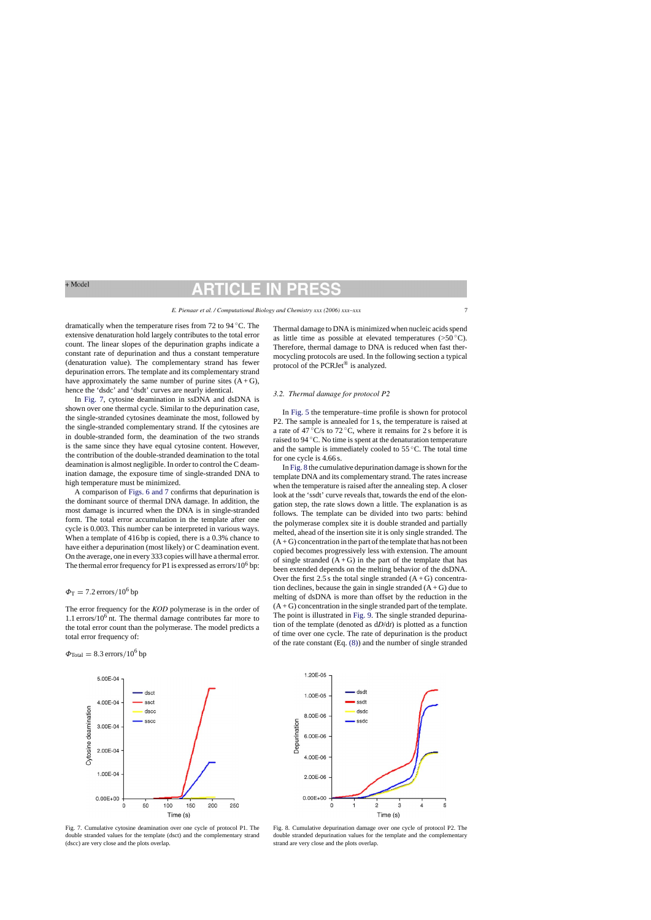dramatically when the temperature rises from 72 to 94 °C. The extensive denaturation hold largely contributes to the total error count. The linear slopes of the depurination graphs indicate a constant rate of depurination and thus a constant temperature (denaturation value). The complementary strand has fewer depurination errors. The template and its complementary strand have approximately the same number of purine sites (A + G), hence the 'dsdc' and 'dsdt' curves are nearly identical.

In Fig. 7, cytosine deamination in ssDNA and dsDNA is shown over one thermal cycle. Similar to the depurination case, the single-stranded cytosines deaminate the most, followed by the single-stranded complementary strand. If the cytosines are in double-stranded form, the deamination of the two strands is the same since they have equal cytosine content. However, the contribution of the double-stranded deamination to the total deamination is almost negligible. In order to control the C deamination damage, the exposure time of single-stranded DNA to high temperature must be minimized.

A comparison of Figs. 6 and 7 confirms that depurination is the dominant source of thermal DNA damage. In addition, the most damage is incurred when the DNA is in single-stranded form. The total error accumulation in the template after one cycle is 0.003. This number can be interpreted in various ways. When a template of 416 bp is copied, there is a 0.3% chance to have either a depurination (most likely) or C deamination event. On the average, one in every 333 copies will have a thermal error. The thermal error frequency for P1 is expressed as errors/$10^6$ bp:

$$\Phi_{\mathrm{T}} = 7.2\ \mathrm{errors}/10^6\ \mathrm{bp}$$

The error frequency for the *KOD* polymerase is in the order of 1.1 errors/$10^6$ nt. The thermal damage contributes far more to the total error count than the polymerase. The model predicts a total error frequency of:

$$\Phi_{\mathrm{Total}} = 8.3\ \mathrm{errors}/10^6\ \mathrm{bp}$$

Fig. 7. Cumulative cytosine deamination over one cycle of protocol P1. The double stranded values for the template (dsct) and the complementary strand (dscc) are very close and the plots overlap.

Thermal damage to DNA is minimized when nucleic acids spend as little time as possible at elevated temperatures (>50 °C). Therefore, thermal damage to DNA is reduced when fast thermocycling protocols are used. In the following section a typical protocol of the PCRJet® is analyzed.

### 3.2. Thermal damage for protocol P2

In Fig. 5 the temperature–time profile is shown for protocol P2. The sample is annealed for 1 s, the temperature is raised at a rate of 47 °C/s to 72 °C, where it remains for 2 s before it is raised to 94 °C. No time is spent at the denaturation temperature and the sample is immediately cooled to 55 °C. The total time for one cycle is 4.66 s.

In Fig. 8 the cumulative depurination damage is shown for the template DNA and its complementary strand. The rates increase when the temperature is raised after the annealing step. A closer look at the 'ssdt' curve reveals that, towards the end of the elongation step, the rate slows down a little. The explanation is as follows. The template can be divided into two parts: behind the polymerase complex site it is double stranded and partially melted, ahead of the insertion site it is only single stranded. The (A + G) concentration in the part of the template that has not been copied becomes progressively less with extension. The amount of single stranded (A + G) in the part of the template that has been extended depends on the melting behavior of the dsDNA. Over the first 2.5 s the total single stranded (A + G) concentration declines, because the gain in single stranded (A + G) due to melting of dsDNA is more than offset by the reduction in the (A + G) concentration in the single stranded part of the template. The point is illustrated in Fig. 9. The single stranded depurination of the template (denoted as $\mathrm{d}D/\mathrm{d}t$) is plotted as a function of time over one cycle. The rate of depurination is the product of the rate constant (Eq. (8)) and the number of single stranded

Fig. 8. Cumulative depurination damage over one cycle of protocol P2. The double stranded depurination values for the template and the complementary strand are very close and the plots overlap.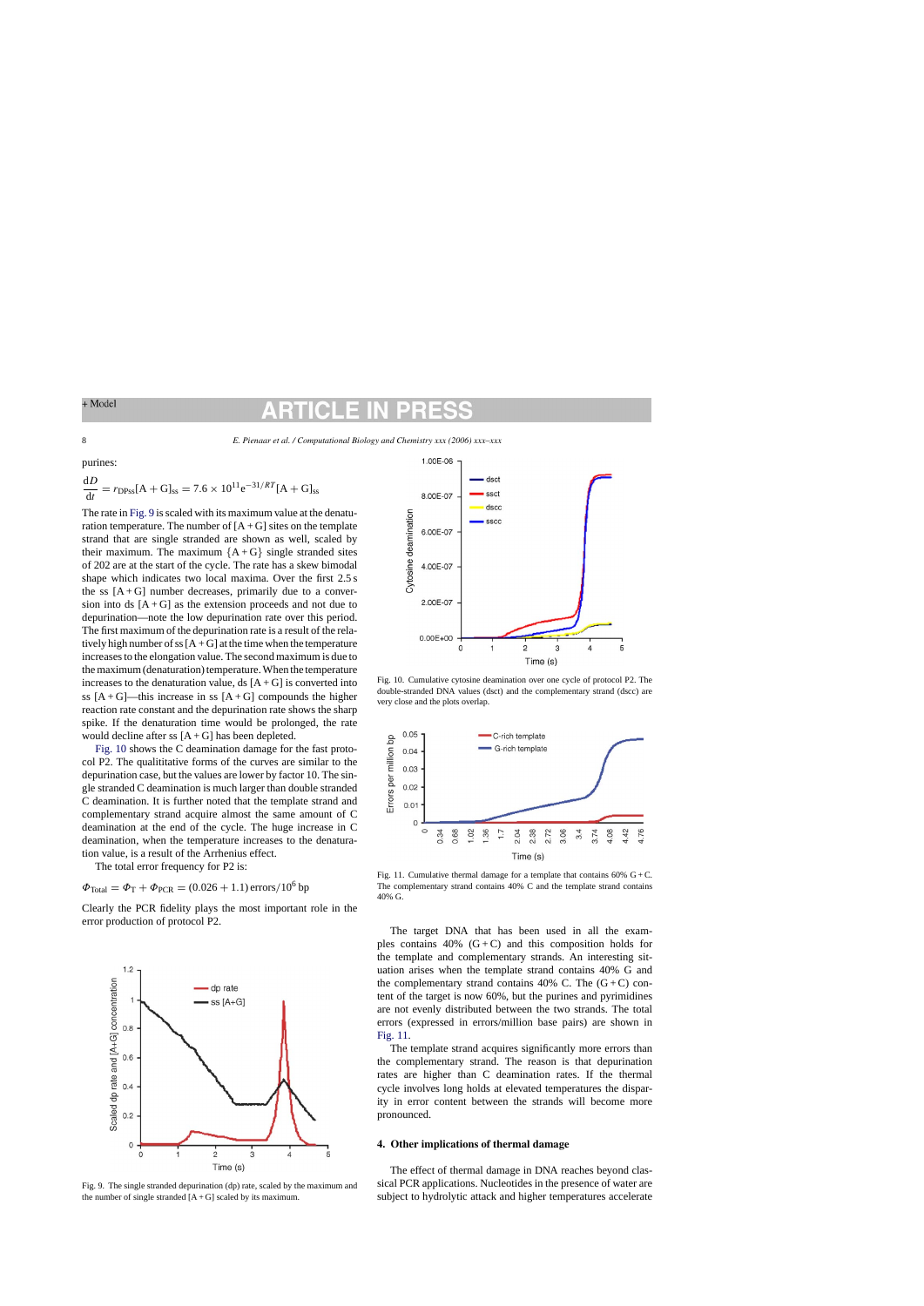purines:

$$\frac{dD}{dt} = r_{DPss}[A+G]_{ss} = 7.6 \times 10^{11} e^{-31/RT} [A+G]_{ss}$$

The rate in Fig. 9 is scaled with its maximum value at the denaturation temperature. The number of [A + G] sites on the template strand that are single stranded are shown as well, scaled by their maximum. The maximum {A + G} single stranded sites of 202 are at the start of the cycle. The rate has a skew bimodal shape which indicates two local maxima. Over the first 2.5 s the ss [A + G] number decreases, primarily due to a conversion into ds [A + G] as the extension proceeds and not due to depurination—note the low depurination rate over this period. The first maximum of the depurination rate is a result of the relatively high number of ss [A + G] at the time when the temperature increases to the elongation value. The second maximum is due to the maximum (denaturation) temperature. When the temperature increases to the denaturation value, ds [A + G] is converted into ss [A + G]—this increase in ss [A + G] compounds the higher reaction rate constant and the depurination rate shows the sharp spike. If the denaturation time would be prolonged, the rate would decline after ss [A + G] has been depleted.

Fig. 10 shows the C deamination damage for the fast protocol P2. The qualititative forms of the curves are similar to the depurination case, but the values are lower by factor 10. The single stranded C deamination is much larger than double stranded C deamination. It is further noted that the template strand and complementary strand acquire almost the same amount of C deamination at the end of the cycle. The huge increase in C deamination, when the temperature increases to the denaturation value, is a result of the Arrhenius effect.

The total error frequency for P2 is:

$$\Phi_{\text{Total}} = \Phi_{\text{T}} + \Phi_{\text{PCR}} = (0.026 + 1.1)\ \text{errors}/10^6\ \text{bp}$$

Clearly the PCR fidelity plays the most important role in the error production of protocol P2.

Fig. 9. The single stranded depurination (dp) rate, scaled by the maximum and the number of single stranded [A + G] scaled by its maximum.

Fig. 10. Cumulative cytosine deamination over one cycle of protocol P2. The double-stranded DNA values (dsct) and the complementary strand (dscc) are very close and the plots overlap.

Fig. 11. Cumulative thermal damage for a template that contains 60% G + C. The complementary strand contains 40% C and the template strand contains 40% G.

The target DNA that has been used in all the examples contains 40% (G + C) and this composition holds for the template and complementary strands. An interesting situation arises when the template strand contains 40% G and the complementary strand contains 40% C. The (G + C) content of the target is now 60%, but the purines and pyrimidines are not evenly distributed between the two strands. The total errors (expressed in errors/million base pairs) are shown in Fig. 11.

The template strand acquires significantly more errors than the complementary strand. The reason is that depurination rates are higher than C deamination rates. If the thermal cycle involves long holds at elevated temperatures the disparity in error content between the strands will become more pronounced.

## 4. Other implications of thermal damage

The effect of thermal damage in DNA reaches beyond classical PCR applications. Nucleotides in the presence of water are subject to hydrolytic attack and higher temperatures accelerate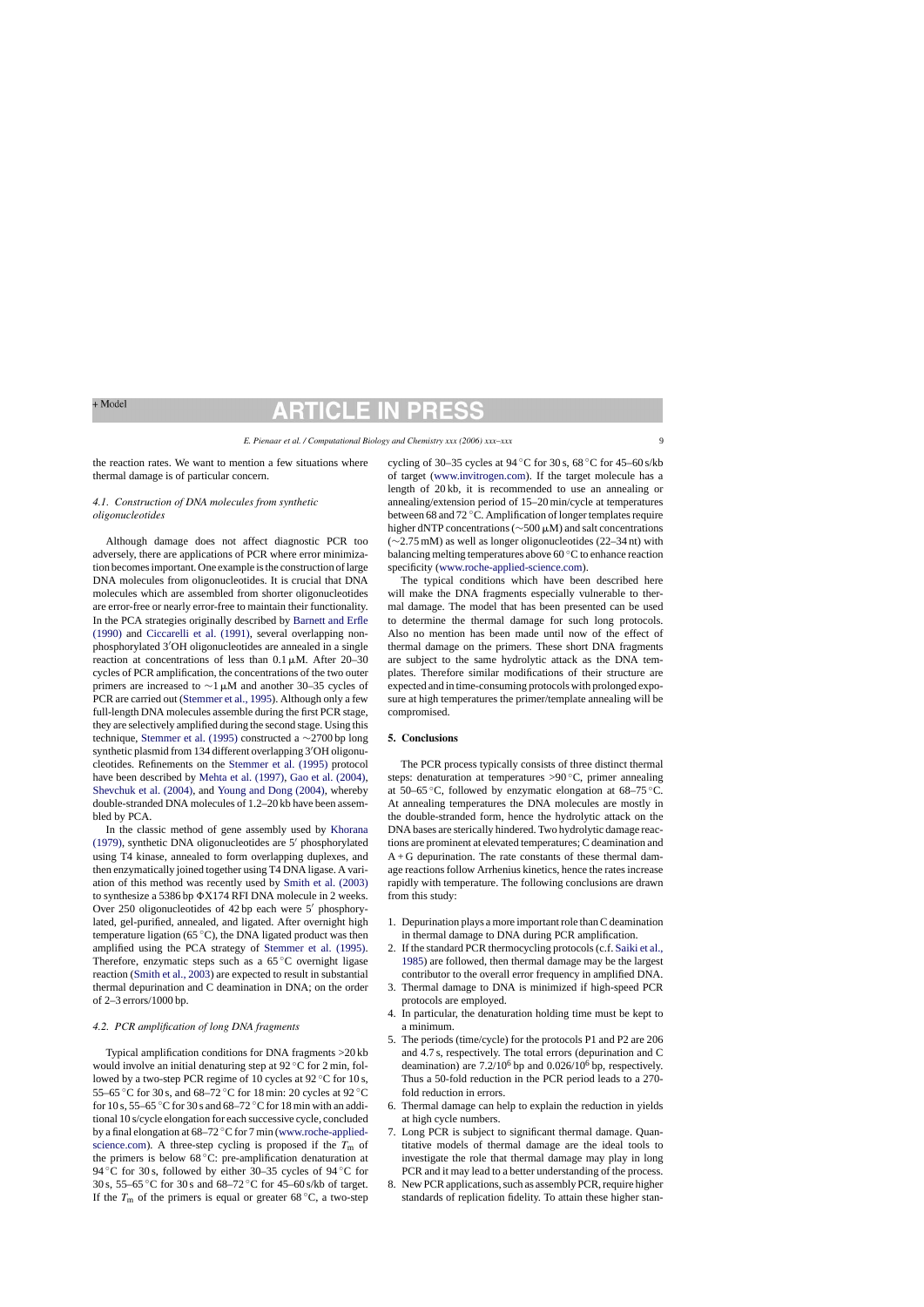the reaction rates. We want to mention a few situations where thermal damage is of particular concern.

### *4.1. Construction of DNA molecules from synthetic oligonucleotides*

Although damage does not affect diagnostic PCR too adversely, there are applications of PCR where error minimization becomes important. One example is the construction of large DNA molecules from oligonucleotides. It is crucial that DNA molecules which are assembled from shorter oligonucleotides are error-free or nearly error-free to maintain their functionality. In the PCA strategies originally described by Barnett and Erfle (1990) and Ciccarelli et al. (1991), several overlapping nonphosphorylated 3′OH oligonucleotides are annealed in a single reaction at concentrations of less than 0.1 μM. After 20–30 cycles of PCR amplification, the concentrations of the two outer primers are increased to ∼1 μM and another 30–35 cycles of PCR are carried out (Stemmer et al., 1995). Although only a few full-length DNA molecules assemble during the first PCR stage, they are selectively amplified during the second stage. Using this technique, Stemmer et al. (1995) constructed a ∼2700 bp long synthetic plasmid from 134 different overlapping 3′OH oligonucleotides. Refinements on the Stemmer et al. (1995) protocol have been described by Mehta et al. (1997), Gao et al. (2004), Shevchuk et al. (2004), and Young and Dong (2004), whereby double-stranded DNA molecules of 1.2–20 kb have been assembled by PCA.

In the classic method of gene assembly used by Khorana (1979), synthetic DNA oligonucleotides are 5′ phosphorylated using T4 kinase, annealed to form overlapping duplexes, and then enzymatically joined together using T4 DNA ligase. A variation of this method was recently used by Smith et al. (2003) to synthesize a 5386 bp ΦX174 RFI DNA molecule in 2 weeks. Over 250 oligonucleotides of 42 bp each were 5′ phosphorylated, gel-purified, annealed, and ligated. After overnight high temperature ligation (65 °C), the DNA ligated product was then amplified using the PCA strategy of Stemmer et al. (1995). Therefore, enzymatic steps such as a 65 °C overnight ligase reaction (Smith et al., 2003) are expected to result in substantial thermal depurination and C deamination in DNA; on the order of 2–3 errors/1000 bp.

### *4.2. PCR amplification of long DNA fragments*

Typical amplification conditions for DNA fragments >20 kb would involve an initial denaturing step at 92 °C for 2 min, followed by a two-step PCR regime of 10 cycles at 92 °C for 10 s, 55–65 °C for 30 s, and 68–72 °C for 18 min: 20 cycles at 92 °C for 10 s, 55–65 °C for 30 s and 68–72 °C for 18 min with an additional 10 s/cycle elongation for each successive cycle, concluded by a final elongation at 68–72 °C for 7 min (www.roche-applied-science.com). A three-step cycling is proposed if the $T_m$ of the primers is below 68 °C: pre-amplification denaturation at 94 °C for 30 s, followed by either 30–35 cycles of 94 °C for 30 s, 55–65 °C for 30 s and 68–72 °C for 45–60 s/kb of target. If the $T_m$ of the primers is equal or greater 68 °C, a two-step cycling of 30–35 cycles at 94 °C for 30 s, 68 °C for 45–60 s/kb of target (www.invitrogen.com). If the target molecule has a length of 20 kb, it is recommended to use an annealing or annealing/extension period of 15–20 min/cycle at temperatures between 68 and 72 °C. Amplification of longer templates require higher dNTP concentrations (∼500 μM) and salt concentrations (∼2.75 mM) as well as longer oligonucleotides (22–34 nt) with balancing melting temperatures above 60 °C to enhance reaction specificity (www.roche-applied-science.com).

The typical conditions which have been described here will make the DNA fragments especially vulnerable to thermal damage. The model that has been presented can be used to determine the thermal damage for such long protocols. Also no mention has been made until now of the effect of thermal damage on the primers. These short DNA fragments are subject to the same hydrolytic attack as the DNA templates. Therefore similar modifications of their structure are expected and in time-consuming protocols with prolonged exposure at high temperatures the primer/template annealing will be compromised.

## 5. Conclusions

The PCR process typically consists of three distinct thermal steps: denaturation at temperatures >90 °C, primer annealing at 50–65 °C, followed by enzymatic elongation at 68–75 °C. At annealing temperatures the DNA molecules are mostly in the double-stranded form, hence the hydrolytic attack on the DNA bases are sterically hindered. Two hydrolytic damage reactions are prominent at elevated temperatures; C deamination and A + G depurination. The rate constants of these thermal damage reactions follow Arrhenius kinetics, hence the rates increase rapidly with temperature. The following conclusions are drawn from this study:

1. Depurination plays a more important role than C deamination in thermal damage to DNA during PCR amplification.
2. If the standard PCR thermocycling protocols (c.f. Saiki et al., 1985) are followed, then thermal damage may be the largest contributor to the overall error frequency in amplified DNA.
3. Thermal damage to DNA is minimized if high-speed PCR protocols are employed.
4. In particular, the denaturation holding time must be kept to a minimum.
5. The periods (time/cycle) for the protocols P1 and P2 are 206 and 4.7 s, respectively. The total errors (depurination and C deamination) are $7.2/10^6$ bp and $0.026/10^6$ bp, respectively. Thus a 50-fold reduction in the PCR period leads to a 270-fold reduction in errors.
6. Thermal damage can help to explain the reduction in yields at high cycle numbers.
7. Long PCR is subject to significant thermal damage. Quantitative models of thermal damage are the ideal tools to investigate the role that thermal damage may play in long PCR and it may lead to a better understanding of the process.
8. New PCR applications, such as assembly PCR, require higher standards of replication fidelity. To attain these higher stan-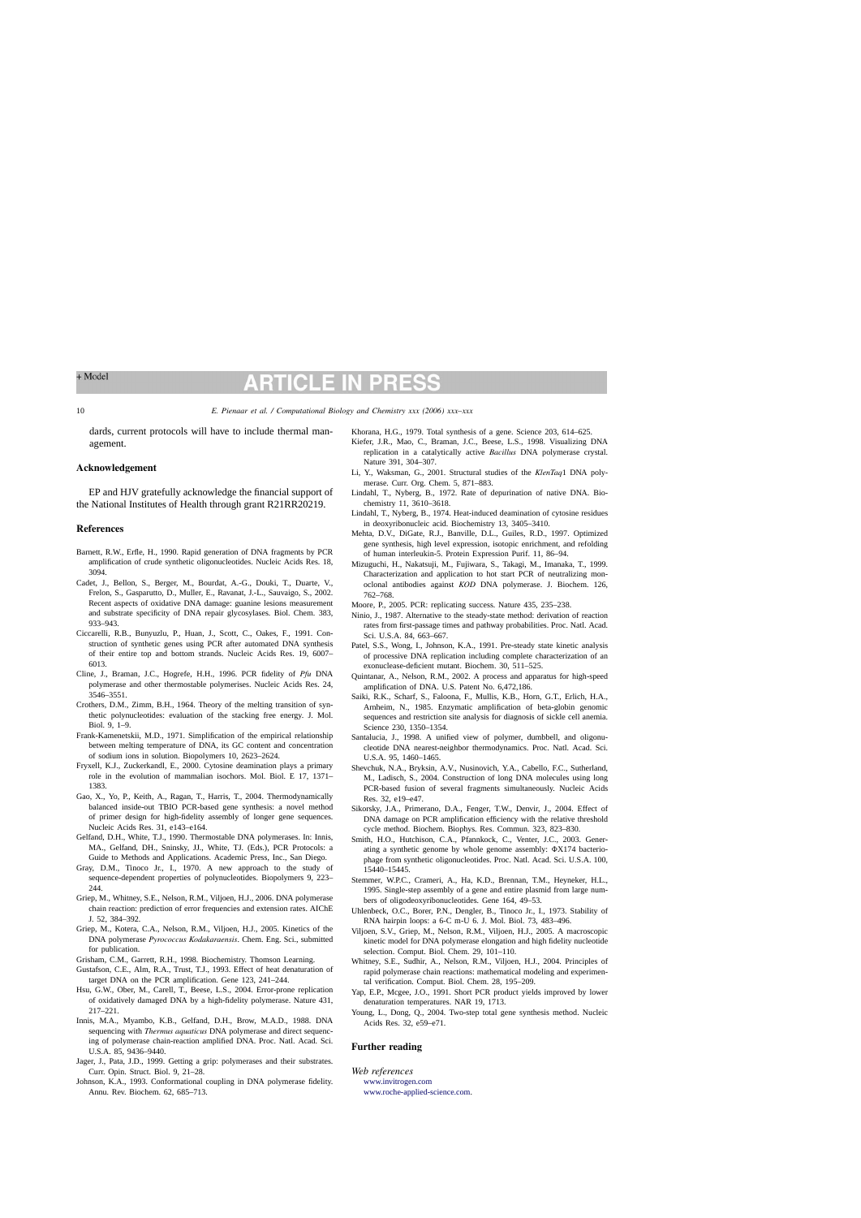dards, current protocols will have to include thermal management.

## Acknowledgement

EP and HJV gratefully acknowledge the financial support of the National Institutes of Health through grant R21RR20219.

## References

Barnett, R.W., Erfle, H., 1990. Rapid generation of DNA fragments by PCR amplification of crude synthetic oligonucleotides. Nucleic Acids Res. 18, 3094.

Cadet, J., Bellon, S., Berger, M., Bourdat, A.-G., Douki, T., Duarte, V., Frelon, S., Gasparutto, D., Muller, E., Ravanat, J.-L., Sauvaigo, S., 2002. Recent aspects of oxidative DNA damage: guanine lesions measurement and substrate specificity of DNA repair glycosylases. Biol. Chem. 383, 933–943.

Ciccarelli, R.B., Bunyuzlu, P., Huan, J., Scott, C., Oakes, F., 1991. Construction of synthetic genes using PCR after automated DNA synthesis of their entire top and bottom strands. Nucleic Acids Res. 19, 6007–6013.

Cline, J., Braman, J.C., Hogrefe, H.H., 1996. PCR fidelity of *Pfu* DNA polymerase and other thermostable polymerises. Nucleic Acids Res. 24, 3546–3551.

Crothers, D.M., Zimm, B.H., 1964. Theory of the melting transition of synthetic polynucleotides: evaluation of the stacking free energy. J. Mol. Biol. 9, 1–9.

Frank-Kamenetskii, M.D., 1971. Simplification of the empirical relationship between melting temperature of DNA, its GC content and concentration of sodium ions in solution. Biopolymers 10, 2623–2624.

Fryxell, K.J., Zuckerkandl, E., 2000. Cytosine deamination plays a primary role in the evolution of mammalian isochors. Mol. Biol. E 17, 1371–1383.

Gao, X., Yo, P., Keith, A., Ragan, T., Harris, T., 2004. Thermodynamically balanced inside-out TBIO PCR-based gene synthesis: a novel method of primer design for high-fidelity assembly of longer gene sequences. Nucleic Acids Res. 31, e143–e164.

Gelfand, D.H., White, T.J., 1990. Thermostable DNA polymerases. In: Innis, MA., Gelfand, DH., Sninsky, JJ., White, TJ. (Eds.), PCR Protocols: a Guide to Methods and Applications. Academic Press, Inc., San Diego.

Gray, D.M., Tinoco Jr., I., 1970. A new approach to the study of sequence-dependent properties of polynucleotides. Biopolymers 9, 223–244.

Griep, M., Whitney, S.E., Nelson, R.M., Viljoen, H.J., 2006. DNA polymerase chain reaction: prediction of error frequencies and extension rates. AIChE J. 52, 384–392.

Griep, M., Kotera, C.A., Nelson, R.M., Viljoen, H.J., 2005. Kinetics of the DNA polymerase *Pyrococcus Kodakaraensis*. Chem. Eng. Sci., submitted for publication.

Grisham, C.M., Garrett, R.H., 1998. Biochemistry. Thomson Learning.

Gustafson, C.E., Alm, R.A., Trust, T.J., 1993. Effect of heat denaturation of target DNA on the PCR amplification. Gene 123, 241–244.

Hsu, G.W., Ober, M., Carell, T., Beese, L.S., 2004. Error-prone replication of oxidatively damaged DNA by a high-fidelity polymerase. Nature 431, 217–221.

Innis, M.A., Myambo, K.B., Gelfand, D.H., Brow, M.A.D., 1988. DNA sequencing with *Thermus aquaticus* DNA polymerase and direct sequencing of polymerase chain-reaction amplified DNA. Proc. Natl. Acad. Sci. U.S.A. 85, 9436–9440.

Jager, J., Pata, J.D., 1999. Getting a grip: polymerases and their substrates. Curr. Opin. Struct. Biol. 9, 21–28.

Johnson, K.A., 1993. Conformational coupling in DNA polymerase fidelity. Annu. Rev. Biochem. 62, 685–713.

Khorana, H.G., 1979. Total synthesis of a gene. Science 203, 614–625.

Kiefer, J.R., Mao, C., Braman, J.C., Beese, L.S., 1998. Visualizing DNA replication in a catalytically active *Bacillus* DNA polymerase crystal. Nature 391, 304–307.

Li, Y., Waksman, G., 2001. Structural studies of the *KlenTaq*1 DNA polymerase. Curr. Org. Chem. 5, 871–883.

Lindahl, T., Nyberg, B., 1972. Rate of depurination of native DNA. Biochemistry 11, 3610–3618.

Lindahl, T., Nyberg, B., 1974. Heat-induced deamination of cytosine residues in deoxyribonucleic acid. Biochemistry 13, 3405–3410.

Mehta, D.V., DiGate, R.J., Banville, D.L., Guiles, R.D., 1997. Optimized gene synthesis, high level expression, isotopic enrichment, and refolding of human interleukin-5. Protein Expression Purif. 11, 86–94.

Mizuguchi, H., Nakatsuji, M., Fujiwara, S., Takagi, M., Imanaka, T., 1999. Characterization and application to hot start PCR of neutralizing monoclonal antibodies against *KOD* DNA polymerase. J. Biochem. 126, 762–768.

Moore, P., 2005. PCR: replicating success. Nature 435, 235–238.

Ninio, J., 1987. Alternative to the steady-state method: derivation of reaction rates from first-passage times and pathway probabilities. Proc. Natl. Acad. Sci. U.S.A. 84, 663–667.

Patel, S.S., Wong, I., Johnson, K.A., 1991. Pre-steady state kinetic analysis of processive DNA replication including complete characterization of an exonuclease-deficient mutant. Biochem. 30, 511–525.

Quintanar, A., Nelson, R.M., 2002. A process and apparatus for high-speed amplification of DNA. U.S. Patent No. 6,472,186.

Saiki, R.K., Scharf, S., Faloona, F., Mullis, K.B., Horn, G.T., Erlich, H.A., Arnheim, N., 1985. Enzymatic amplification of beta-globin genomic sequences and restriction site analysis for diagnosis of sickle cell anemia. Science 230, 1350–1354.

Santalucia, J., 1998. A unified view of polymer, dumbbell, and oligonucleotide DNA nearest-neighbor thermodynamics. Proc. Natl. Acad. Sci. U.S.A. 95, 1460–1465.

Shevchuk, N.A., Bryksin, A.V., Nusinovich, Y.A., Cabello, F.C., Sutherland, M., Ladisch, S., 2004. Construction of long DNA molecules using long PCR-based fusion of several fragments simultaneously. Nucleic Acids Res. 32, e19–e47.

Sikorsky, J.A., Primerano, D.A., Fenger, T.W., Denvir, J., 2004. Effect of DNA damage on PCR amplification efficiency with the relative threshold cycle method. Biochem. Biophys. Res. Commun. 323, 823–830.

Smith, H.O., Hutchison, C.A., Pfannkock, C., Venter, J.C., 2003. Generating a synthetic genome by whole genome assembly: ΦX174 bacteriophage from synthetic oligonucleotides. Proc. Natl. Acad. Sci. U.S.A. 100, 15440–15445.

Stemmer, W.P.C., Crameri, A., Ha, K.D., Brennan, T.M., Heyneker, H.L., 1995. Single-step assembly of a gene and entire plasmid from large numbers of oligodeoxyribonucleotides. Gene 164, 49–53.

Uhlenbeck, O.C., Borer, P.N., Dengler, B., Tinoco Jr., I., 1973. Stability of RNA hairpin loops: a 6-C m-U 6. J. Mol. Biol. 73, 483–496.

Viljoen, S.V., Griep, M., Nelson, R.M., Viljoen, H.J., 2005. A macroscopic kinetic model for DNA polymerase elongation and high fidelity nucleotide selection. Comput. Biol. Chem. 29, 101–110.

Whitney, S.E., Sudhir, A., Nelson, R.M., Viljoen, H.J., 2004. Principles of rapid polymerase chain reactions: mathematical modeling and experimental verification. Comput. Biol. Chem. 28, 195–209.

Yap, E.P., Mcgee, J.O., 1991. Short PCR product yields improved by lower denaturation temperatures. NAR 19, 1713.

Young, L., Dong, Q., 2004. Two-step total gene synthesis method. Nucleic Acids Res. 32, e59–e71.

## Further reading

*Web references*

www.invitrogen.com

www.roche-applied-science.com.